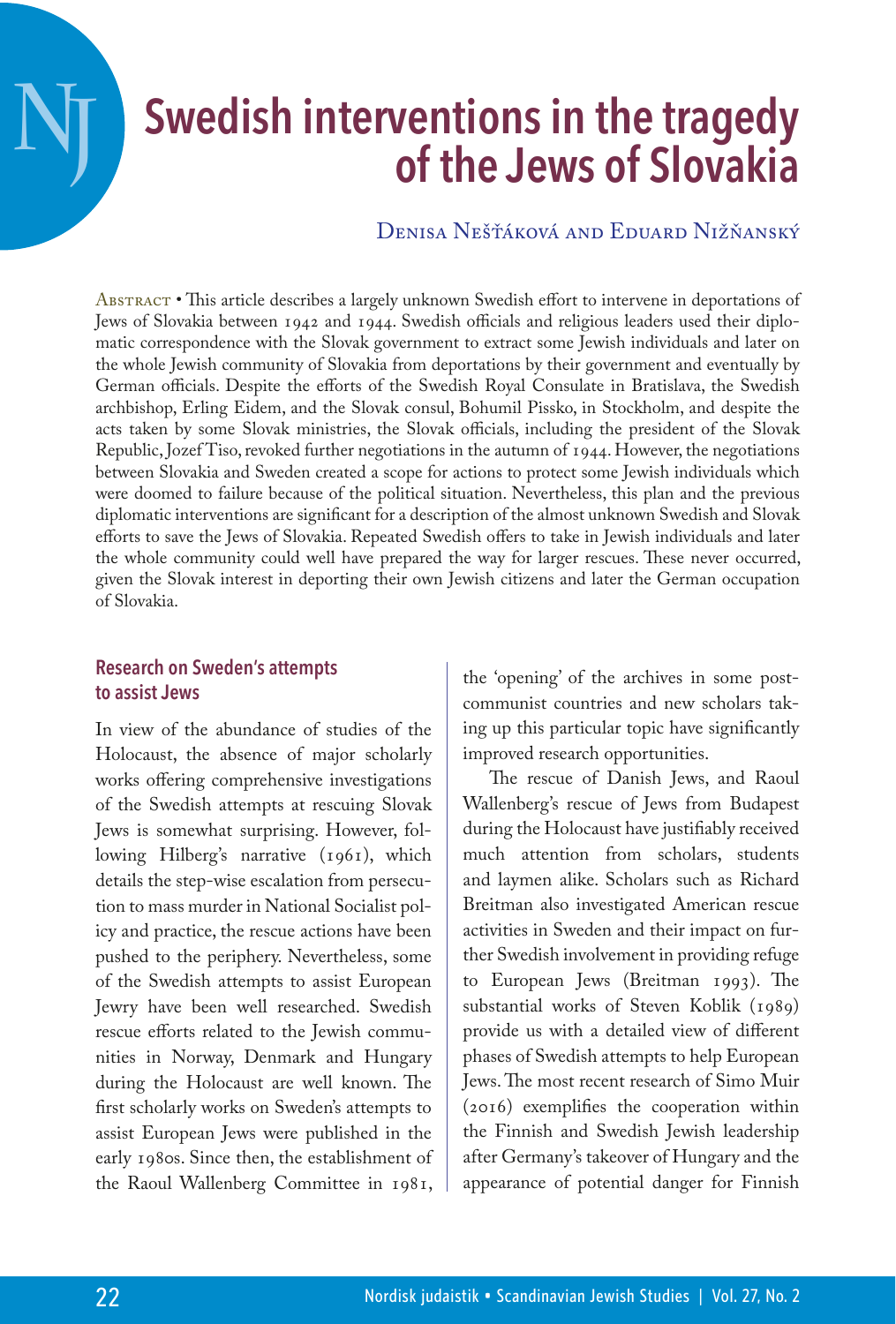# Swedish interventions in the tragedy of the Jews of Slovakia

Denisa Nešťáková and Eduard Nižňanský

Abstract • This article describes a largely unknown Swedish effort to intervene in deportations of Jews of Slovakia between 1942 and 1944. Swedish officials and religious leaders used their diplomatic correspondence with the Slovak government to extract some Jewish individuals and later on the whole Jewish community of Slovakia from deportations by their government and eventually by German officials. Despite the efforts of the Swedish Royal Consulate in Bratislava, the Swedish archbishop, Erling Eidem, and the Slovak consul, Bohumil Pissko, in Stockholm, and despite the acts taken by some Slovak ministries, the Slovak officials, including the president of the Slovak Republic, Jozef Tiso, revoked further negotiations in the autumn of 1944. However, the negotiations between Slovakia and Sweden created a scope for actions to protect some Jewish individuals which were doomed to failure because of the political situation. Nevertheless, this plan and the previous diplomatic interventions are significant for a description of the almost unknown Swedish and Slovak efforts to save the Jews of Slovakia. Repeated Swedish offers to take in Jewish individuals and later the whole community could well have prepared the way for larger rescues. These never occurred, given the Slovak interest in deporting their own Jewish citizens and later the German occupation of Slovakia.

## Research on Sweden's attempts to assist Jews

In view of the abundance of studies of the Holocaust, the absence of major scholarly works offering comprehensive investigations of the Swedish attempts at rescuing Slovak Jews is somewhat surprising. However, following Hilberg's narrative (1961), which details the step-wise escalation from persecution to mass murder in National Socialist policy and practice, the rescue actions have been pushed to the periphery. Nevertheless, some of the Swedish attempts to assist European Jewry have been well researched. Swedish rescue efforts related to the Jewish communities in Norway, Denmark and Hungary during the Holocaust are well known. The first scholarly works on Sweden's attempts to assist European Jews were published in the early 1980s. Since then, the establishment of the Raoul Wallenberg Committee in 1981, the 'opening' of the archives in some post-communist countries and new scholars taking up this particular topic have significantly improved research opportunities.

The rescue of Danish Jews, and Raoul Wallenberg's rescue of Jews from Budapest during the Holocaust have justifiably received much attention from scholars, students and laymen alike. Scholars such as Richard Breitman also investigated American rescue activities in Sweden and their impact on further Swedish involvement in providing refuge to European Jews (Breitman 1993). The substantial works of Steven Koblik (1989) provide us with a detailed view of different phases of Swedish attempts to help European Jews. The most recent research of Simo Muir (2016) exemplifies the cooperation within the Finnish and Swedish Jewish leadership after Germany's takeover of Hungary and the appearance of potential danger for Finnish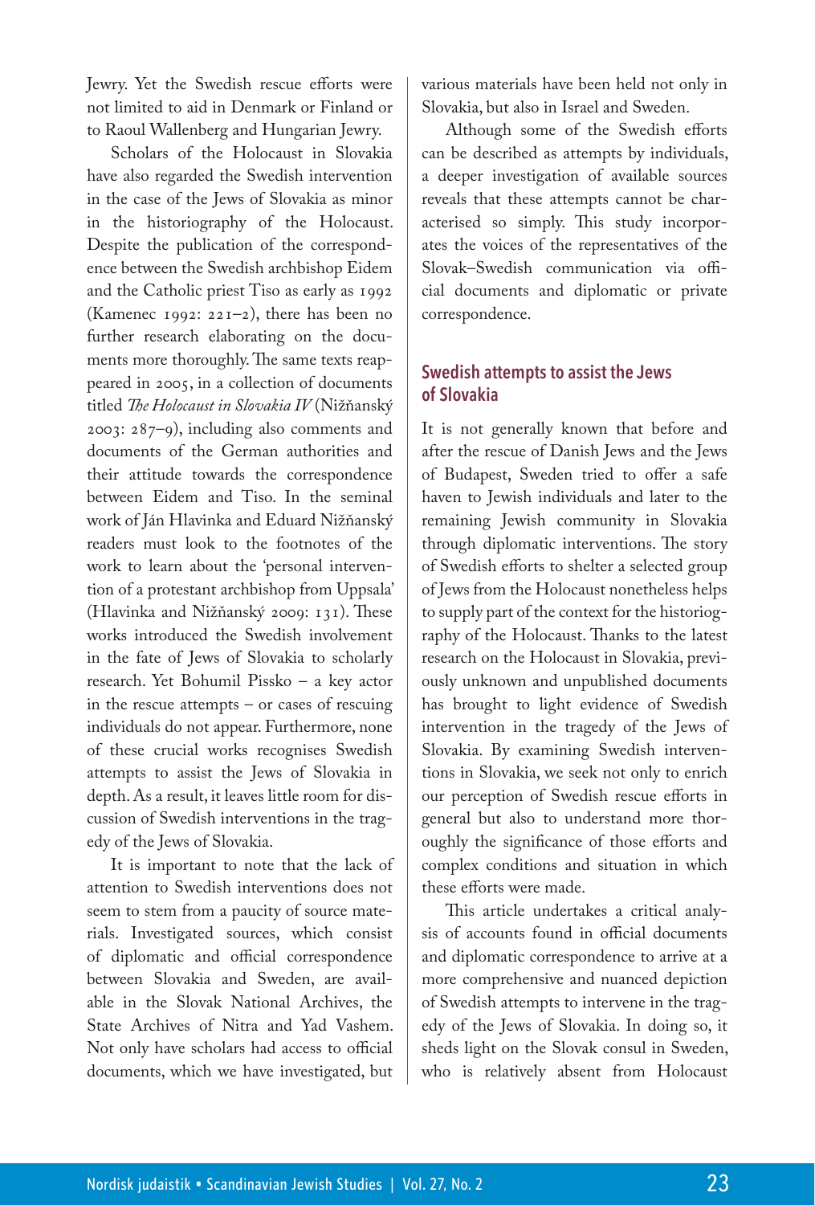Jewry. Yet the Swedish rescue efforts were not limited to aid in Denmark or Finland or to Raoul Wallenberg and Hungarian Jewry.

Scholars of the Holocaust in Slovakia have also regarded the Swedish intervention in the case of the Jews of Slovakia as minor in the historiography of the Holocaust. Despite the publication of the correspondence between the Swedish archbishop Eidem and the Catholic priest Tiso as early as 1992 (Kamenec 1992: 221–2), there has been no further research elaborating on the documents more thoroughly. The same texts reappeared in 2005, in a collection of documents titled *The Holocaust in Slovakia IV* (Nižňanský 2003: 287–9), including also comments and documents of the German authorities and their attitude towards the correspondence between Eidem and Tiso. In the seminal work of Ján Hlavinka and Eduard Nižňanský readers must look to the footnotes of the work to learn about the 'personal intervention of a protestant archbishop from Uppsala' (Hlavinka and Nižňanský 2009: 131). These works introduced the Swedish involvement in the fate of Jews of Slovakia to scholarly research. Yet Bohumil Pissko – a key actor in the rescue attempts – or cases of rescuing individuals do not appear. Furthermore, none of these crucial works recognises Swedish attempts to assist the Jews of Slovakia in depth. As a result, it leaves little room for discussion of Swedish interventions in the tragedy of the Jews of Slovakia.

It is important to note that the lack of attention to Swedish interventions does not seem to stem from a paucity of source materials. Investigated sources, which consist of diplomatic and official correspondence between Slovakia and Sweden, are available in the Slovak National Archives, the State Archives of Nitra and Yad Vashem. Not only have scholars had access to official documents, which we have investigated, but various materials have been held not only in Slovakia, but also in Israel and Sweden.

Although some of the Swedish efforts can be described as attempts by individuals, a deeper investigation of available sources reveals that these attempts cannot be characterised so simply. This study incorporates the voices of the representatives of the Slovak–Swedish communication via official documents and diplomatic or private correspondence.

## Swedish attempts to assist the Jews of Slovakia

It is not generally known that before and after the rescue of Danish Jews and the Jews of Budapest, Sweden tried to offer a safe haven to Jewish individuals and later to the remaining Jewish community in Slovakia through diplomatic interventions. The story of Swedish efforts to shelter a selected group of Jews from the Holocaust nonetheless helps to supply part of the context for the historiography of the Holocaust. Thanks to the latest research on the Holocaust in Slovakia, previously unknown and unpublished documents has brought to light evidence of Swedish intervention in the tragedy of the Jews of Slovakia. By examining Swedish interventions in Slovakia, we seek not only to enrich our perception of Swedish rescue efforts in general but also to understand more thoroughly the significance of those efforts and complex conditions and situation in which these efforts were made.

This article undertakes a critical analysis of accounts found in official documents and diplomatic correspondence to arrive at a more comprehensive and nuanced depiction of Swedish attempts to intervene in the tragedy of the Jews of Slovakia. In doing so, it sheds light on the Slovak consul in Sweden, who is relatively absent from Holocaust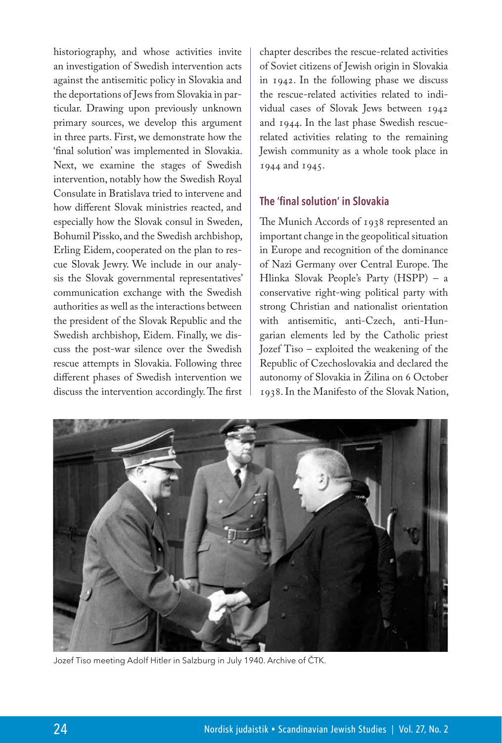historiography, and whose activities invite an investigation of Swedish intervention acts against the antisemitic policy in Slovakia and the deportations of Jews from Slovakia in particular. Drawing upon previously unknown primary sources, we develop this argument in three parts. First, we demonstrate how the 'final solution' was implemented in Slovakia. Next, we examine the stages of Swedish intervention, notably how the Swedish Royal Consulate in Bratislava tried to intervene and how different Slovak ministries reacted, and especially how the Slovak consul in Sweden, Bohumil Pissko, and the Swedish archbishop, Erling Eidem, cooperated on the plan to rescue Slovak Jewry. We include in our analysis the Slovak governmental representatives' communication exchange with the Swedish authorities as well as the interactions between the president of the Slovak Republic and the Swedish archbishop, Eidem. Finally, we discuss the post-war silence over the Swedish rescue attempts in Slovakia. Following three different phases of Swedish intervention we discuss the intervention accordingly. The first chapter describes the rescue-related activities of Soviet citizens of Jewish origin in Slovakia in 1942. In the following phase we discuss the rescue-related activities related to individual cases of Slovak Jews between 1942 and 1944. In the last phase Swedish rescue-related activities relating to the remaining Jewish community as a whole took place in 1944 and 1945.

## The 'final solution' in Slovakia

The Munich Accords of 1938 represented an important change in the geopolitical situation in Europe and recognition of the dominance of Nazi Germany over Central Europe. The Hlinka Slovak People's Party (HSPP) – a conservative right-wing political party with strong Christian and nationalist orientation with antisemitic, anti-Czech, anti-Hungarian elements led by the Catholic priest Jozef Tiso – exploited the weakening of the Republic of Czechoslovakia and declared the autonomy of Slovakia in Žilina on 6 October 1938. In the Manifesto of the Slovak Nation,

Jozef Tiso meeting Adolf Hitler in Salzburg in July 1940. Archive of ČTK.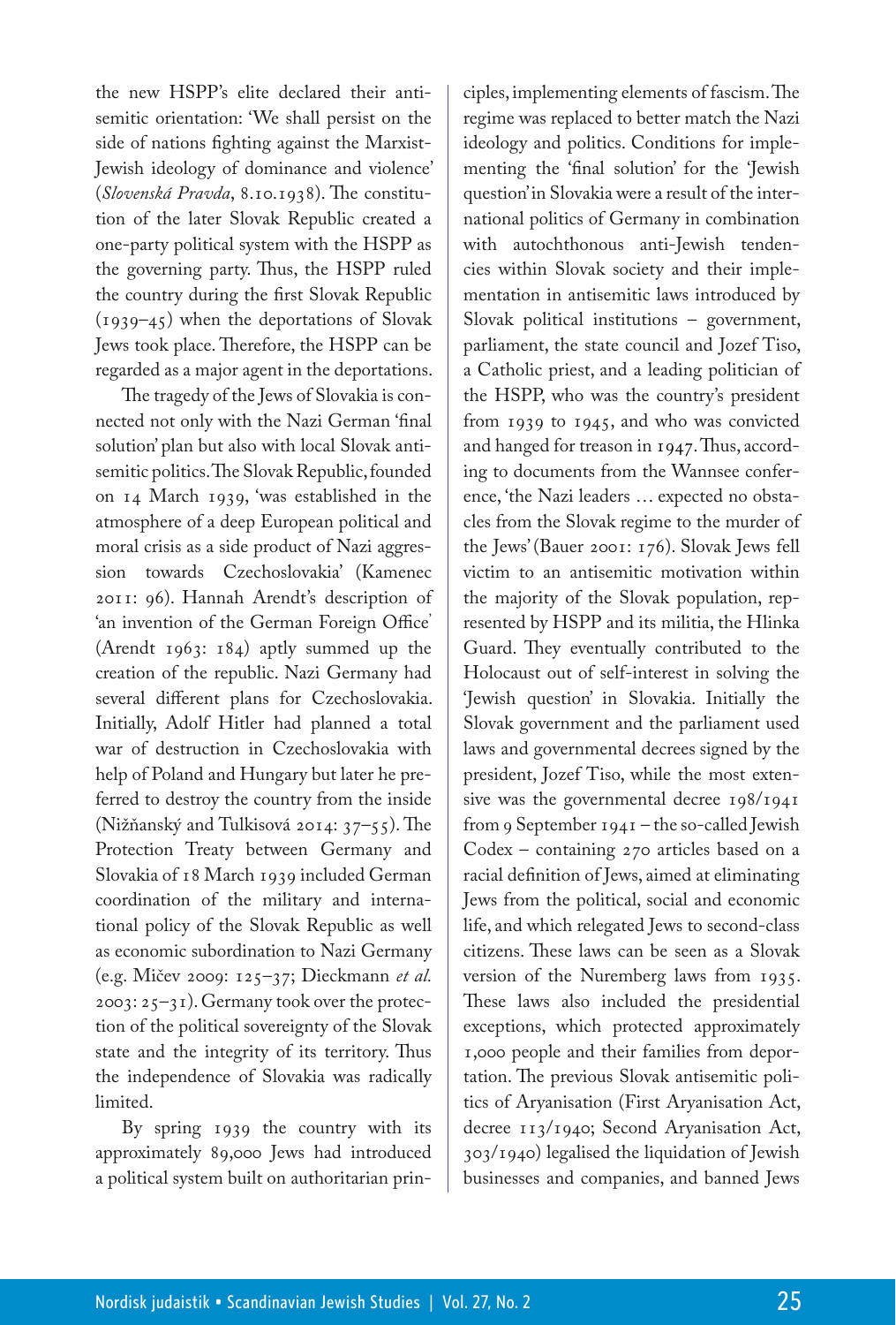the new HSPP's elite declared their antisemitic orientation: 'We shall persist on the side of nations fighting against the Marxist-Jewish ideology of dominance and violence' (*Slovenská Pravda*, 8.10.1938). The constitution of the later Slovak Republic created a one-party political system with the HSPP as the governing party. Thus, the HSPP ruled the country during the first Slovak Republic (1939–45) when the deportations of Slovak Jews took place. Therefore, the HSPP can be regarded as a major agent in the deportations.

The tragedy of the Jews of Slovakia is connected not only with the Nazi German 'final solution' plan but also with local Slovak antisemitic politics. The Slovak Republic, founded on 14 March 1939, 'was established in the atmosphere of a deep European political and moral crisis as a side product of Nazi aggression towards Czechoslovakia' (Kamenec 2011: 96). Hannah Arendt's description of 'an invention of the German Foreign Office' (Arendt 1963: 184) aptly summed up the creation of the republic. Nazi Germany had several different plans for Czechoslovakia. Initially, Adolf Hitler had planned a total war of destruction in Czechoslovakia with help of Poland and Hungary but later he preferred to destroy the country from the inside (Nižňanský and Tulkisová 2014: 37–55). The Protection Treaty between Germany and Slovakia of 18 March 1939 included German coordination of the military and international policy of the Slovak Republic as well as economic subordination to Nazi Germany (e.g. Mičev 2009: 125–37; Dieckmann *et al.* 2003: 25–31). Germany took over the protection of the political sovereignty of the Slovak state and the integrity of its territory. Thus the independence of Slovakia was radically limited.

By spring 1939 the country with its approximately 89,000 Jews had introduced a political system built on authoritarian principles, implementing elements of fascism. The regime was replaced to better match the Nazi ideology and politics. Conditions for implementing the 'final solution' for the 'Jewish question' in Slovakia were a result of the international politics of Germany in combination with autochthonous anti-Jewish tendencies within Slovak society and their implementation in antisemitic laws introduced by Slovak political institutions – government, parliament, the state council and Jozef Tiso, a Catholic priest, and a leading politician of the HSPP, who was the country's president from 1939 to 1945, and who was convicted and hanged for treason in 1947. Thus, according to documents from the Wannsee conference, 'the Nazi leaders … expected no obstacles from the Slovak regime to the murder of the Jews' (Bauer 2001: 176). Slovak Jews fell victim to an antisemitic motivation within the majority of the Slovak population, represented by HSPP and its militia, the Hlinka Guard. They eventually contributed to the Holocaust out of self-interest in solving the 'Jewish question' in Slovakia. Initially the Slovak government and the parliament used laws and governmental decrees signed by the president, Jozef Tiso, while the most extensive was the governmental decree 198/1941 from 9 September 1941 – the so-called Jewish Codex – containing 270 articles based on a racial definition of Jews, aimed at eliminating Jews from the political, social and economic life, and which relegated Jews to second-class citizens. These laws can be seen as a Slovak version of the Nuremberg laws from 1935. These laws also included the presidential exceptions, which protected approximately 1,000 people and their families from deportation. The previous Slovak antisemitic politics of Aryanisation (First Aryanisation Act, decree 113/1940; Second Aryanisation Act, 303/1940) legalised the liquidation of Jewish businesses and companies, and banned Jews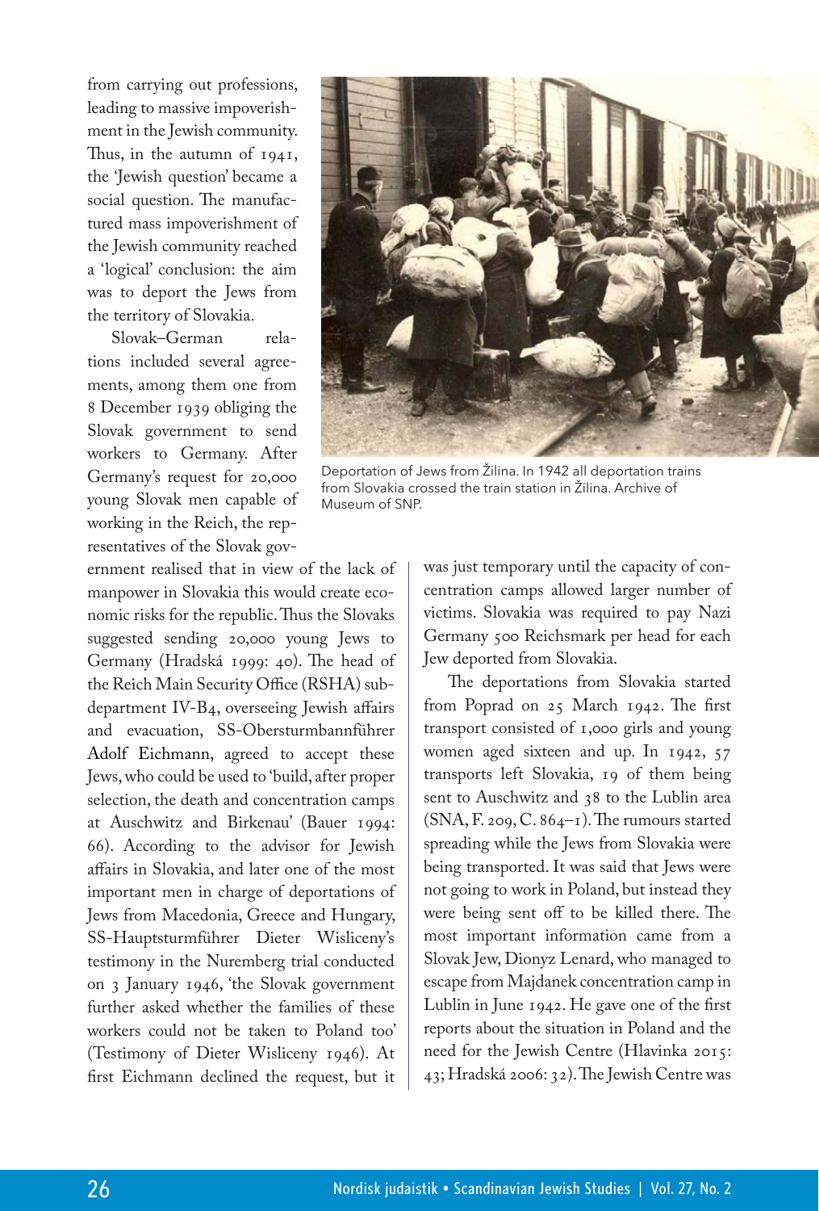from carrying out professions, leading to massive impoverishment in the Jewish community. Thus, in the autumn of 1941, the 'Jewish question' became a social question. The manufactured mass impoverishment of the Jewish community reached a 'logical' conclusion: the aim was to deport the Jews from the territory of Slovakia.

Slovak–German relations included several agreements, among them one from 8 December 1939 obliging the Slovak government to send workers to Germany. After Germany's request for 20,000 young Slovak men capable of working in the Reich, the representatives of the Slovak government realised that in view of the lack of manpower in Slovakia this would create economic risks for the republic. Thus the Slovaks suggested sending 20,000 young Jews to Germany (Hradská 1999: 40). The head of the Reich Main Security Office (RSHA) subdepartment IV-B4, overseeing Jewish affairs and evacuation, SS-Obersturmbannführer Adolf Eichmann, agreed to accept these Jews, who could be used to 'build, after proper selection, the death and concentration camps at Auschwitz and Birkenau' (Bauer 1994: 66). According to the advisor for Jewish affairs in Slovakia, and later one of the most important men in charge of deportations of Jews from Macedonia, Greece and Hungary, SS-Hauptsturmführer Dieter Wisliceny's testimony in the Nuremberg trial conducted on 3 January 1946, 'the Slovak government further asked whether the families of these workers could not be taken to Poland too' (Testimony of Dieter Wisliceny 1946). At first Eichmann declined the request, but it was just temporary until the capacity of concentration camps allowed larger number of victims. Slovakia was required to pay Nazi Germany 500 Reichsmark per head for each Jew deported from Slovakia.

Deportation of Jews from Žilina. In 1942 all deportation trains from Slovakia crossed the train station in Žilina. Archive of Museum of SNP.

The deportations from Slovakia started from Poprad on 25 March 1942. The first transport consisted of 1,000 girls and young women aged sixteen and up. In 1942, 57 transports left Slovakia, 19 of them being sent to Auschwitz and 38 to the Lublin area (SNA, F. 209, C. 864–1). The rumours started spreading while the Jews from Slovakia were being transported. It was said that Jews were not going to work in Poland, but instead they were being sent off to be killed there. The most important information came from a Slovak Jew, Dionyz Lenard, who managed to escape from Majdanek concentration camp in Lublin in June 1942. He gave one of the first reports about the situation in Poland and the need for the Jewish Centre (Hlavinka 2015: 43; Hradská 2006: 32). The Jewish Centre was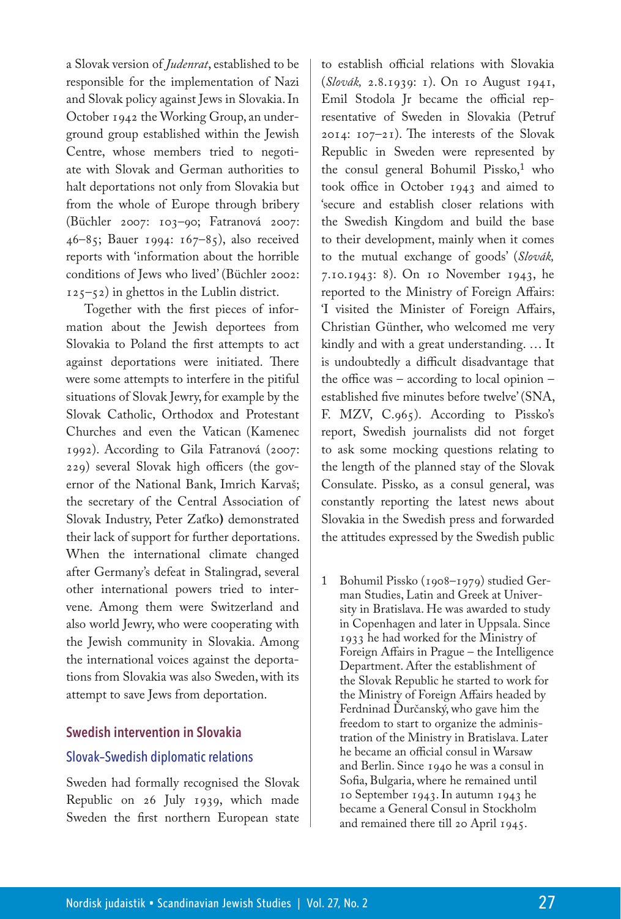a Slovak version of *Judenrat*, established to be responsible for the implementation of Nazi and Slovak policy against Jews in Slovakia. In October 1942 the Working Group, an underground group established within the Jewish Centre, whose members tried to negotiate with Slovak and German authorities to halt deportations not only from Slovakia but from the whole of Europe through bribery (Büchler 2007: 103–90; Fatranová 2007: 46–85; Bauer 1994: 167–85), also received reports with 'information about the horrible conditions of Jews who lived' (Büchler 2002: 125–52) in ghettos in the Lublin district.

Together with the first pieces of information about the Jewish deportees from Slovakia to Poland the first attempts to act against deportations were initiated. There were some attempts to interfere in the pitiful situations of Slovak Jewry, for example by the Slovak Catholic, Orthodox and Protestant Churches and even the Vatican (Kamenec 1992). According to Gila Fatranová (2007: 229) several Slovak high officers (the governor of the National Bank, Imrich Karvaš; the secretary of the Central Association of Slovak Industry, Peter Zaťko) demonstrated their lack of support for further deportations. When the international climate changed after Germany's defeat in Stalingrad, several other international powers tried to intervene. Among them were Switzerland and also world Jewry, who were cooperating with the Jewish community in Slovakia. Among the international voices against the deportations from Slovakia was also Sweden, with its attempt to save Jews from deportation.

## Swedish intervention in Slovakia

### Slovak–Swedish diplomatic relations

Sweden had formally recognised the Slovak Republic on 26 July 1939, which made Sweden the first northern European state to establish official relations with Slovakia (*Slovák,* 2.8.1939: 1). On 10 August 1941, Emil Stodola Jr became the official representative of Sweden in Slovakia (Petruf 2014: 107–21). The interests of the Slovak Republic in Sweden were represented by the consul general Bohumil Pissko,[1] who took office in October 1943 and aimed to 'secure and establish closer relations with the Swedish Kingdom and build the base to their development, mainly when it comes to the mutual exchange of goods' (*Slovák,* 7.10.1943: 8). On 10 November 1943, he reported to the Ministry of Foreign Affairs: 'I visited the Minister of Foreign Affairs, Christian Günther, who welcomed me very kindly and with a great understanding. … It is undoubtedly a difficult disadvantage that the office was – according to local opinion – established five minutes before twelve' (SNA, F. MZV, C.965). According to Pissko's report, Swedish journalists did not forget to ask some mocking questions relating to the length of the planned stay of the Slovak Consulate. Pissko, as a consul general, was constantly reporting the latest news about Slovakia in the Swedish press and forwarded the attitudes expressed by the Swedish public

1 Bohumil Pissko (1908–1979) studied German Studies, Latin and Greek at University in Bratislava. He was awarded to study in Copenhagen and later in Uppsala. Since 1933 he had worked for the Ministry of Foreign Affairs in Prague – the Intelligence Department. After the establishment of the Slovak Republic he started to work for the Ministry of Foreign Affairs headed by Ferdninad Ďurčanský, who gave him the freedom to start to organize the administration of the Ministry in Bratislava. Later he became an official consul in Warsaw and Berlin. Since 1940 he was a consul in Sofia, Bulgaria, where he remained until 10 September 1943. In autumn 1943 he became a General Consul in Stockholm and remained there till 20 April 1945.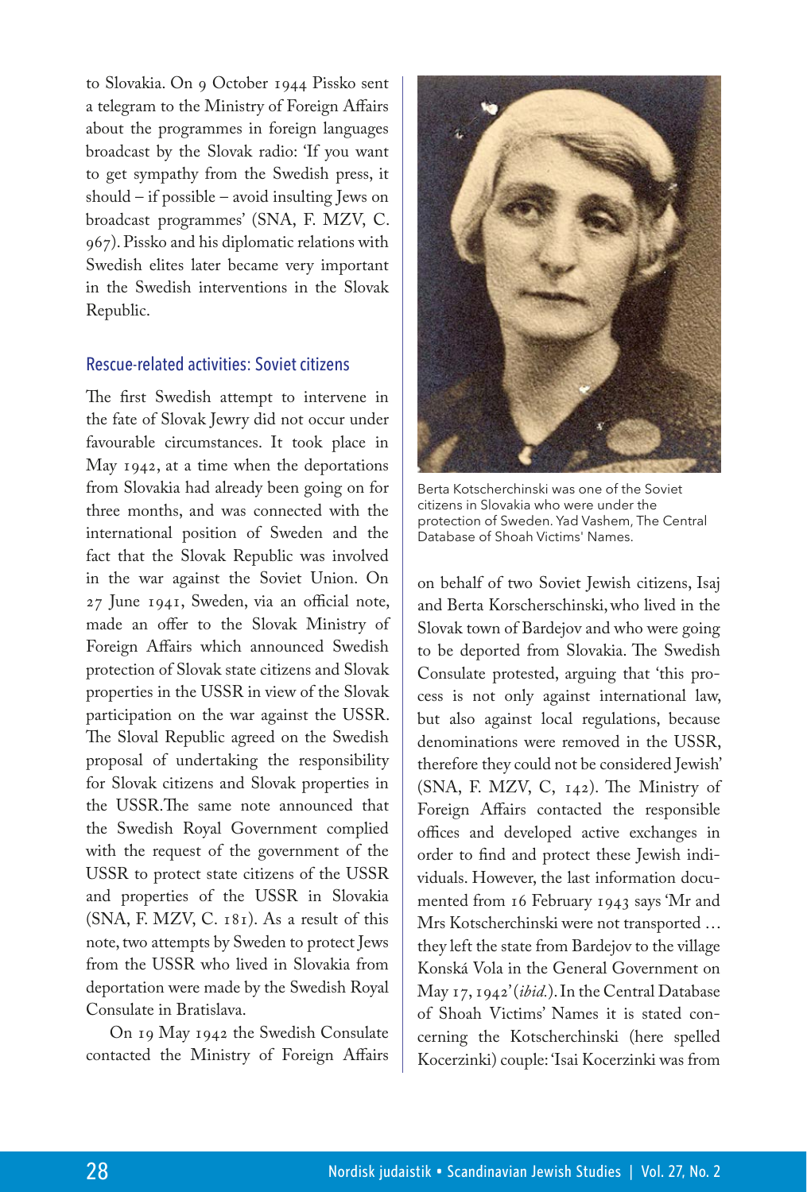to Slovakia. On 9 October 1944 Pissko sent a telegram to the Ministry of Foreign Affairs about the programmes in foreign languages broadcast by the Slovak radio: 'If you want to get sympathy from the Swedish press, it should – if possible – avoid insulting Jews on broadcast programmes' (SNA, F. MZV, C. 967). Pissko and his diplomatic relations with Swedish elites later became very important in the Swedish interventions in the Slovak Republic.

### Rescue-related activities: Soviet citizens

The first Swedish attempt to intervene in the fate of Slovak Jewry did not occur under favourable circumstances. It took place in May 1942, at a time when the deportations from Slovakia had already been going on for three months, and was connected with the international position of Sweden and the fact that the Slovak Republic was involved in the war against the Soviet Union. On 27 June 1941, Sweden, via an official note, made an offer to the Slovak Ministry of Foreign Affairs which announced Swedish protection of Slovak state citizens and Slovak properties in the USSR in view of the Slovak participation on the war against the USSR. The Sloval Republic agreed on the Swedish proposal of undertaking the responsibility for Slovak citizens and Slovak properties in the USSR.The same note announced that the Swedish Royal Government complied with the request of the government of the USSR to protect state citizens of the USSR and properties of the USSR in Slovakia (SNA, F. MZV, C. 181). As a result of this note, two attempts by Sweden to protect Jews from the USSR who lived in Slovakia from deportation were made by the Swedish Royal Consulate in Bratislava.

On 19 May 1942 the Swedish Consulate contacted the Ministry of Foreign Affairs on behalf of two Soviet Jewish citizens, Isaj and Berta Korscherschinski, who lived in the Slovak town of Bardejov and who were going to be deported from Slovakia. The Swedish Consulate protested, arguing that 'this process is not only against international law, but also against local regulations, because denominations were removed in the USSR, therefore they could not be considered Jewish' (SNA, F. MZV, C, 142). The Ministry of Foreign Affairs contacted the responsible offices and developed active exchanges in order to find and protect these Jewish individuals. However, the last information documented from 16 February 1943 says 'Mr and Mrs Kotscherchinski were not transported … they left the state from Bardejov to the village Konská Vola in the General Government on May 17, 1942' (*ibid.*). In the Central Database of Shoah Victims' Names it is stated concerning the Kotscherchinski (here spelled Kocerzinki) couple: 'Isai Kocerzinki was from

Berta Kotscherchinski was one of the Soviet citizens in Slovakia who were under the protection of Sweden. Yad Vashem, The Central Database of Shoah Victims' Names.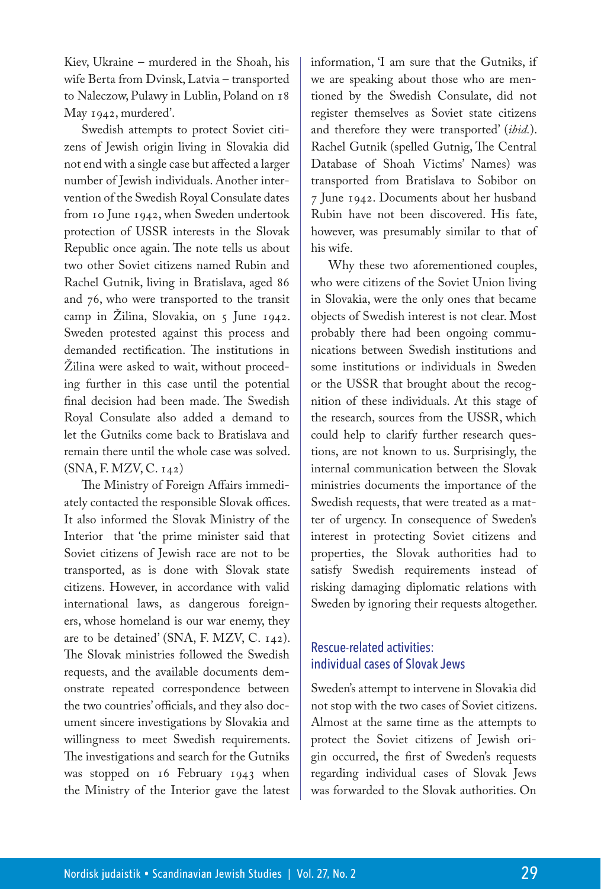Kiev, Ukraine – murdered in the Shoah, his wife Berta from Dvinsk, Latvia – transported to Naleczow, Pulawy in Lublin, Poland on 18 May 1942, murdered'.

Swedish attempts to protect Soviet citizens of Jewish origin living in Slovakia did not end with a single case but affected a larger number of Jewish individuals. Another intervention of the Swedish Royal Consulate dates from 10 June 1942, when Sweden undertook protection of USSR interests in the Slovak Republic once again. The note tells us about two other Soviet citizens named Rubin and Rachel Gutnik, living in Bratislava, aged 86 and 76, who were transported to the transit camp in Žilina, Slovakia, on 5 June 1942. Sweden protested against this process and demanded rectification. The institutions in Žilina were asked to wait, without proceeding further in this case until the potential final decision had been made. The Swedish Royal Consulate also added a demand to let the Gutniks come back to Bratislava and remain there until the whole case was solved. (SNA, F. MZV, C. 142)

The Ministry of Foreign Affairs immediately contacted the responsible Slovak offices. It also informed the Slovak Ministry of the Interior that 'the prime minister said that Soviet citizens of Jewish race are not to be transported, as is done with Slovak state citizens. However, in accordance with valid international laws, as dangerous foreigners, whose homeland is our war enemy, they are to be detained' (SNA, F. MZV, C. 142). The Slovak ministries followed the Swedish requests, and the available documents demonstrate repeated correspondence between the two countries' officials, and they also document sincere investigations by Slovakia and willingness to meet Swedish requirements. The investigations and search for the Gutniks was stopped on 16 February 1943 when the Ministry of the Interior gave the latest information, 'I am sure that the Gutniks, if we are speaking about those who are mentioned by the Swedish Consulate, did not register themselves as Soviet state citizens and therefore they were transported' (*ibid.*). Rachel Gutnik (spelled Gutnig, The Central Database of Shoah Victims' Names) was transported from Bratislava to Sobibor on 7 June 1942. Documents about her husband Rubin have not been discovered. His fate, however, was presumably similar to that of his wife.

Why these two aforementioned couples, who were citizens of the Soviet Union living in Slovakia, were the only ones that became objects of Swedish interest is not clear. Most probably there had been ongoing communications between Swedish institutions and some institutions or individuals in Sweden or the USSR that brought about the recognition of these individuals. At this stage of the research, sources from the USSR, which could help to clarify further research questions, are not known to us. Surprisingly, the internal communication between the Slovak ministries documents the importance of the Swedish requests, that were treated as a matter of urgency. In consequence of Sweden's interest in protecting Soviet citizens and properties, the Slovak authorities had to satisfy Swedish requirements instead of risking damaging diplomatic relations with Sweden by ignoring their requests altogether.

## Rescue-related activities: individual cases of Slovak Jews

Sweden's attempt to intervene in Slovakia did not stop with the two cases of Soviet citizens. Almost at the same time as the attempts to protect the Soviet citizens of Jewish origin occurred, the first of Sweden's requests regarding individual cases of Slovak Jews was forwarded to the Slovak authorities. On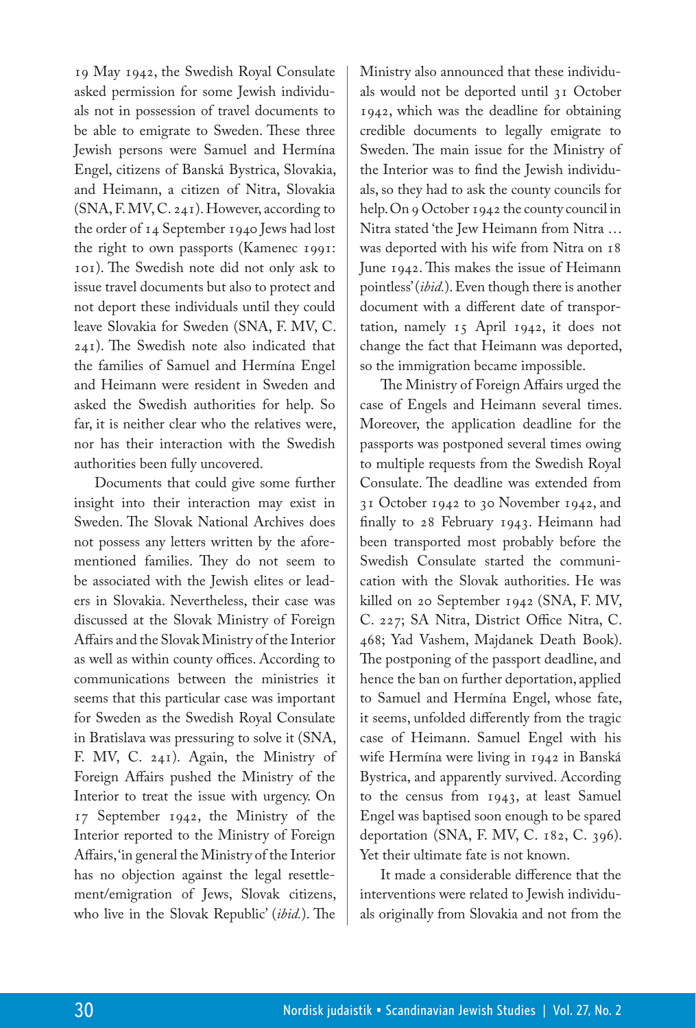19 May 1942, the Swedish Royal Consulate asked permission for some Jewish individuals not in possession of travel documents to be able to emigrate to Sweden. These three Jewish persons were Samuel and Hermína Engel, citizens of Banská Bystrica, Slovakia, and Heimann, a citizen of Nitra, Slovakia (SNA, F. MV, C. 241). However, according to the order of 14 September 1940 Jews had lost the right to own passports (Kamenec 1991: 101). The Swedish note did not only ask to issue travel documents but also to protect and not deport these individuals until they could leave Slovakia for Sweden (SNA, F. MV, C. 241). The Swedish note also indicated that the families of Samuel and Hermína Engel and Heimann were resident in Sweden and asked the Swedish authorities for help. So far, it is neither clear who the relatives were, nor has their interaction with the Swedish authorities been fully uncovered.

Documents that could give some further insight into their interaction may exist in Sweden. The Slovak National Archives does not possess any letters written by the aforementioned families. They do not seem to be associated with the Jewish elites or leaders in Slovakia. Nevertheless, their case was discussed at the Slovak Ministry of Foreign Affairs and the Slovak Ministry of the Interior as well as within county offices. According to communications between the ministries it seems that this particular case was important for Sweden as the Swedish Royal Consulate in Bratislava was pressuring to solve it (SNA, F. MV, C. 241). Again, the Ministry of Foreign Affairs pushed the Ministry of the Interior to treat the issue with urgency. On 17 September 1942, the Ministry of the Interior reported to the Ministry of Foreign Affairs, 'in general the Ministry of the Interior has no objection against the legal resettlement/emigration of Jews, Slovak citizens, who live in the Slovak Republic' (*ibid.*). The Ministry also announced that these individuals would not be deported until 31 October 1942, which was the deadline for obtaining credible documents to legally emigrate to Sweden. The main issue for the Ministry of the Interior was to find the Jewish individuals, so they had to ask the county councils for help. On 9 October 1942 the county council in Nitra stated 'the Jew Heimann from Nitra … was deported with his wife from Nitra on 18 June 1942. This makes the issue of Heimann pointless' (*ibid.*). Even though there is another document with a different date of transportation, namely 15 April 1942, it does not change the fact that Heimann was deported, so the immigration became impossible.

The Ministry of Foreign Affairs urged the case of Engels and Heimann several times. Moreover, the application deadline for the passports was postponed several times owing to multiple requests from the Swedish Royal Consulate. The deadline was extended from 31 October 1942 to 30 November 1942, and finally to 28 February 1943. Heimann had been transported most probably before the Swedish Consulate started the communication with the Slovak authorities. He was killed on 20 September 1942 (SNA, F. MV, C. 227; SA Nitra, District Office Nitra, C. 468; Yad Vashem, Majdanek Death Book). The postponing of the passport deadline, and hence the ban on further deportation, applied to Samuel and Hermína Engel, whose fate, it seems, unfolded differently from the tragic case of Heimann. Samuel Engel with his wife Hermína were living in 1942 in Banská Bystrica, and apparently survived. According to the census from 1943, at least Samuel Engel was baptised soon enough to be spared deportation (SNA, F. MV, C. 182, C. 396). Yet their ultimate fate is not known.

It made a considerable difference that the interventions were related to Jewish individuals originally from Slovakia and not from the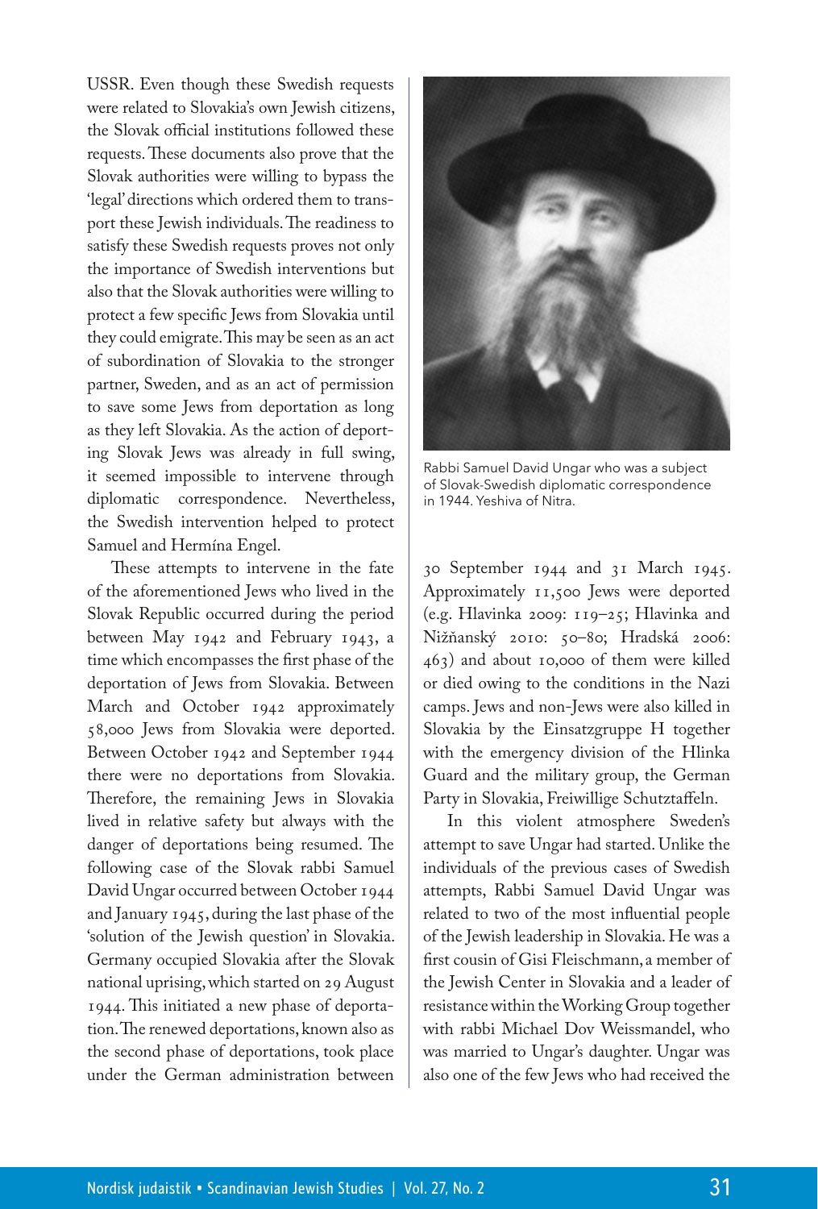USSR. Even though these Swedish requests were related to Slovakia's own Jewish citizens, the Slovak official institutions followed these requests. These documents also prove that the Slovak authorities were willing to bypass the 'legal' directions which ordered them to transport these Jewish individuals. The readiness to satisfy these Swedish requests proves not only the importance of Swedish interventions but also that the Slovak authorities were willing to protect a few specific Jews from Slovakia until they could emigrate. This may be seen as an act of subordination of Slovakia to the stronger partner, Sweden, and as an act of permission to save some Jews from deportation as long as they left Slovakia. As the action of deporting Slovak Jews was already in full swing, it seemed impossible to intervene through diplomatic correspondence. Nevertheless, the Swedish intervention helped to protect Samuel and Hermína Engel.

These attempts to intervene in the fate of the aforementioned Jews who lived in the Slovak Republic occurred during the period between May 1942 and February 1943, a time which encompasses the first phase of the deportation of Jews from Slovakia. Between March and October 1942 approximately 58,000 Jews from Slovakia were deported. Between October 1942 and September 1944 there were no deportations from Slovakia. Therefore, the remaining Jews in Slovakia lived in relative safety but always with the danger of deportations being resumed. The following case of the Slovak rabbi Samuel David Ungar occurred between October 1944 and January 1945, during the last phase of the 'solution of the Jewish question' in Slovakia. Germany occupied Slovakia after the Slovak national uprising, which started on 29 August 1944. This initiated a new phase of deportation. The renewed deportations, known also as the second phase of deportations, took place under the German administration between 30 September 1944 and 31 March 1945. Approximately 11,500 Jews were deported (e.g. Hlavinka 2009: 119–25; Hlavinka and Nižňanský 2010: 50–80; Hradská 2006: 463) and about 10,000 of them were killed or died owing to the conditions in the Nazi camps. Jews and non-Jews were also killed in Slovakia by the Einsatzgruppe H together with the emergency division of the Hlinka Guard and the military group, the German Party in Slovakia, Freiwillige Schutztaffeln.

Rabbi Samuel David Ungar who was a subject of Slovak-Swedish diplomatic correspondence in 1944. Yeshiva of Nitra.

In this violent atmosphere Sweden's attempt to save Ungar had started. Unlike the individuals of the previous cases of Swedish attempts, Rabbi Samuel David Ungar was related to two of the most influential people of the Jewish leadership in Slovakia. He was a first cousin of Gisi Fleischmann, a member of the Jewish Center in Slovakia and a leader of resistance within the Working Group together with rabbi Michael Dov Weissmandel, who was married to Ungar's daughter. Ungar was also one of the few Jews who had received the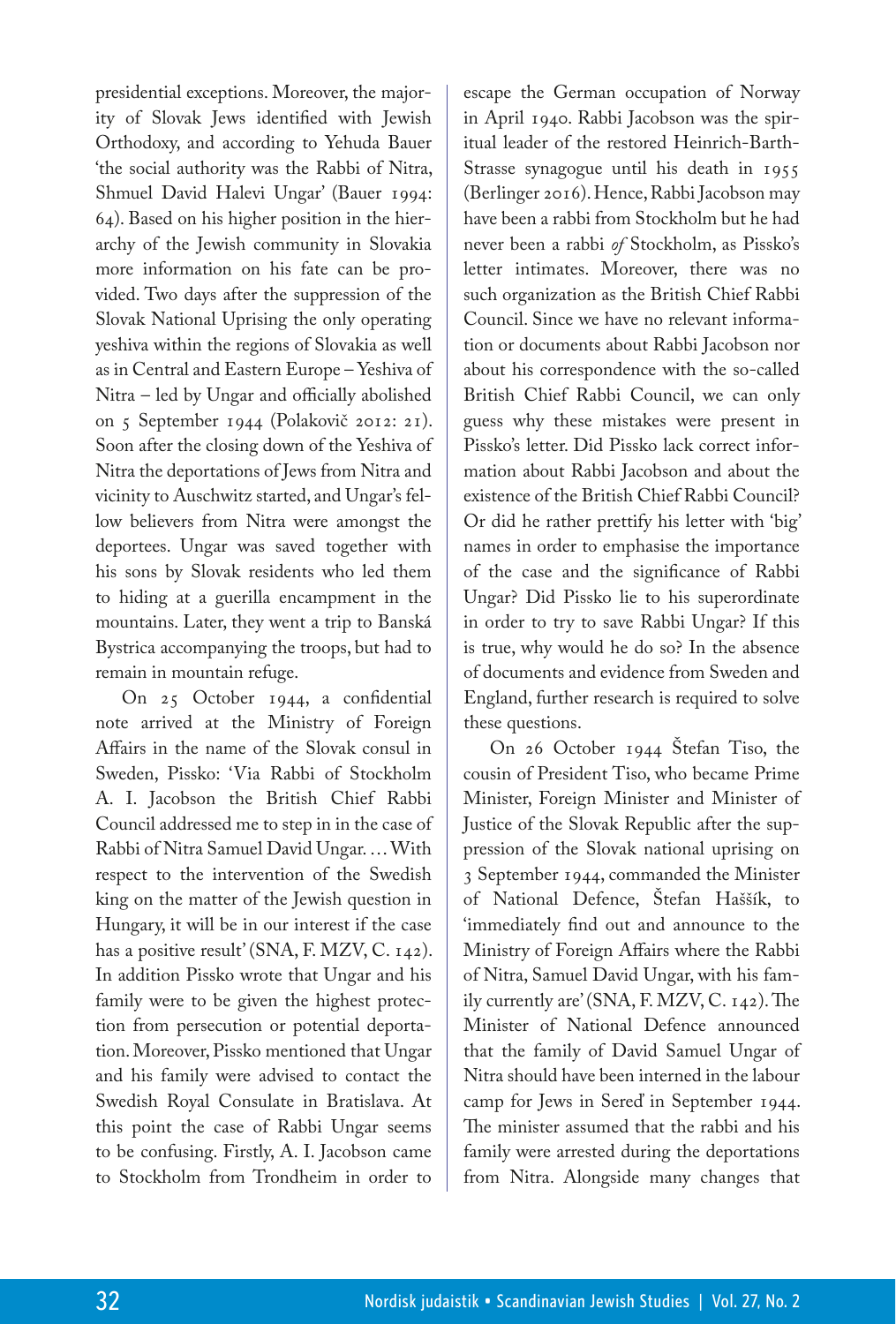presidential exceptions. Moreover, the majority of Slovak Jews identified with Jewish Orthodoxy, and according to Yehuda Bauer 'the social authority was the Rabbi of Nitra, Shmuel David Halevi Ungar' (Bauer 1994: 64). Based on his higher position in the hierarchy of the Jewish community in Slovakia more information on his fate can be provided. Two days after the suppression of the Slovak National Uprising the only operating yeshiva within the regions of Slovakia as well as in Central and Eastern Europe – Yeshiva of Nitra – led by Ungar and officially abolished on 5 September 1944 (Polakovič 2012: 21). Soon after the closing down of the Yeshiva of Nitra the deportations of Jews from Nitra and vicinity to Auschwitz started, and Ungar's fellow believers from Nitra were amongst the deportees. Ungar was saved together with his sons by Slovak residents who led them to hiding at a guerilla encampment in the mountains. Later, they went a trip to Banská Bystrica accompanying the troops, but had to remain in mountain refuge.

On 25 October 1944, a confidential note arrived at the Ministry of Foreign Affairs in the name of the Slovak consul in Sweden, Pissko: 'Via Rabbi of Stockholm A. I. Jacobson the British Chief Rabbi Council addressed me to step in in the case of Rabbi of Nitra Samuel David Ungar. … With respect to the intervention of the Swedish king on the matter of the Jewish question in Hungary, it will be in our interest if the case has a positive result' (SNA, F. MZV, C. 142). In addition Pissko wrote that Ungar and his family were to be given the highest protection from persecution or potential deportation. Moreover, Pissko mentioned that Ungar and his family were advised to contact the Swedish Royal Consulate in Bratislava. At this point the case of Rabbi Ungar seems to be confusing. Firstly, A. I. Jacobson came to Stockholm from Trondheim in order to escape the German occupation of Norway in April 1940. Rabbi Jacobson was the spiritual leader of the restored Heinrich-Barth-Strasse synagogue until his death in 1955 (Berlinger 2016). Hence, Rabbi Jacobson may have been a rabbi from Stockholm but he had never been a rabbi *of* Stockholm, as Pissko's letter intimates. Moreover, there was no such organization as the British Chief Rabbi Council. Since we have no relevant information or documents about Rabbi Jacobson nor about his correspondence with the so-called British Chief Rabbi Council, we can only guess why these mistakes were present in Pissko's letter. Did Pissko lack correct information about Rabbi Jacobson and about the existence of the British Chief Rabbi Council? Or did he rather prettify his letter with 'big' names in order to emphasise the importance of the case and the significance of Rabbi Ungar? Did Pissko lie to his superordinate in order to try to save Rabbi Ungar? If this is true, why would he do so? In the absence of documents and evidence from Sweden and England, further research is required to solve these questions.

On 26 October 1944 Štefan Tiso, the cousin of President Tiso, who became Prime Minister, Foreign Minister and Minister of Justice of the Slovak Republic after the suppression of the Slovak national uprising on 3 September 1944, commanded the Minister of National Defence, Štefan Haššík, to 'immediately find out and announce to the Ministry of Foreign Affairs where the Rabbi of Nitra, Samuel David Ungar, with his family currently are' (SNA, F. MZV, C. 142). The Minister of National Defence announced that the family of David Samuel Ungar of Nitra should have been interned in the labour camp for Jews in Sereď in September 1944. The minister assumed that the rabbi and his family were arrested during the deportations from Nitra. Alongside many changes that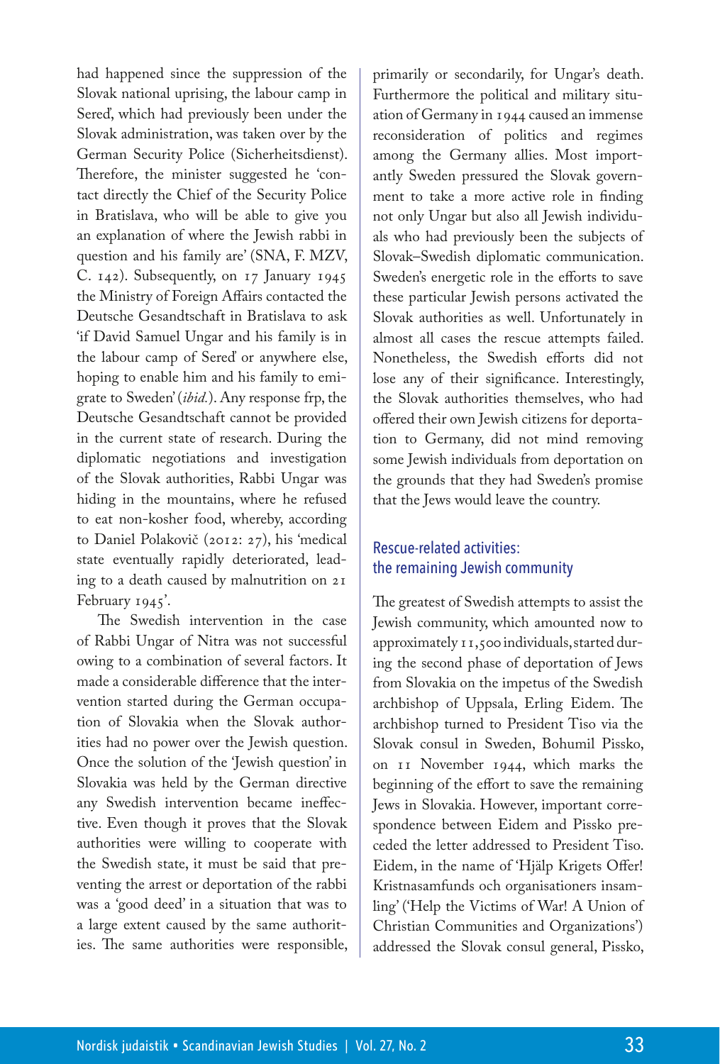had happened since the suppression of the Slovak national uprising, the labour camp in Sereď, which had previously been under the Slovak administration, was taken over by the German Security Police (Sicherheitsdienst). Therefore, the minister suggested he 'contact directly the Chief of the Security Police in Bratislava, who will be able to give you an explanation of where the Jewish rabbi in question and his family are' (SNA, F. MZV, C. 142). Subsequently, on 17 January 1945 the Ministry of Foreign Affairs contacted the Deutsche Gesandtschaft in Bratislava to ask 'if David Samuel Ungar and his family is in the labour camp of Sereď or anywhere else, hoping to enable him and his family to emigrate to Sweden' (*ibid.*). Any response frp, the Deutsche Gesandtschaft cannot be provided in the current state of research. During the diplomatic negotiations and investigation of the Slovak authorities, Rabbi Ungar was hiding in the mountains, where he refused to eat non-kosher food, whereby, according to Daniel Polakovič (2012: 27), his 'medical state eventually rapidly deteriorated, leading to a death caused by malnutrition on 21 February 1945'.

The Swedish intervention in the case of Rabbi Ungar of Nitra was not successful owing to a combination of several factors. It made a considerable difference that the intervention started during the German occupation of Slovakia when the Slovak authorities had no power over the Jewish question. Once the solution of the 'Jewish question' in Slovakia was held by the German directive any Swedish intervention became ineffective. Even though it proves that the Slovak authorities were willing to cooperate with the Swedish state, it must be said that preventing the arrest or deportation of the rabbi was a 'good deed' in a situation that was to a large extent caused by the same authorities. The same authorities were responsible, primarily or secondarily, for Ungar's death. Furthermore the political and military situation of Germany in 1944 caused an immense reconsideration of politics and regimes among the Germany allies. Most importantly Sweden pressured the Slovak government to take a more active role in finding not only Ungar but also all Jewish individuals who had previously been the subjects of Slovak–Swedish diplomatic communication. Sweden's energetic role in the efforts to save these particular Jewish persons activated the Slovak authorities as well. Unfortunately in almost all cases the rescue attempts failed. Nonetheless, the Swedish efforts did not lose any of their significance. Interestingly, the Slovak authorities themselves, who had offered their own Jewish citizens for deportation to Germany, did not mind removing some Jewish individuals from deportation on the grounds that they had Sweden's promise that the Jews would leave the country.

## Rescue-related activities: the remaining Jewish community

The greatest of Swedish attempts to assist the Jewish community, which amounted now to approximately 11,500 individuals, started during the second phase of deportation of Jews from Slovakia on the impetus of the Swedish archbishop of Uppsala, Erling Eidem. The archbishop turned to President Tiso via the Slovak consul in Sweden, Bohumil Pissko, on 11 November 1944, which marks the beginning of the effort to save the remaining Jews in Slovakia. However, important correspondence between Eidem and Pissko preceded the letter addressed to President Tiso. Eidem, in the name of 'Hjälp Krigets Offer! Kristnasamfunds och organisationers insamling' ('Help the Victims of War! A Union of Christian Communities and Organizations') addressed the Slovak consul general, Pissko,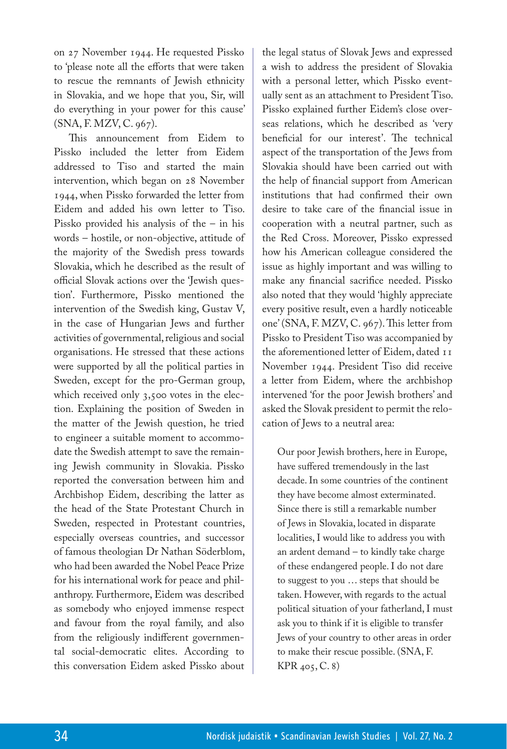on 27 November 1944. He requested Pissko to 'please note all the efforts that were taken to rescue the remnants of Jewish ethnicity in Slovakia, and we hope that you, Sir, will do everything in your power for this cause' (SNA, F. MZV, C. 967).

This announcement from Eidem to Pissko included the letter from Eidem addressed to Tiso and started the main intervention, which began on 28 November 1944, when Pissko forwarded the letter from Eidem and added his own letter to Tiso. Pissko provided his analysis of the – in his words – hostile, or non-objective, attitude of the majority of the Swedish press towards Slovakia, which he described as the result of official Slovak actions over the 'Jewish question'. Furthermore, Pissko mentioned the intervention of the Swedish king, Gustav V, in the case of Hungarian Jews and further activities of governmental, religious and social organisations. He stressed that these actions were supported by all the political parties in Sweden, except for the pro-German group, which received only 3,500 votes in the election. Explaining the position of Sweden in the matter of the Jewish question, he tried to engineer a suitable moment to accommodate the Swedish attempt to save the remaining Jewish community in Slovakia. Pissko reported the conversation between him and Archbishop Eidem, describing the latter as the head of the State Protestant Church in Sweden, respected in Protestant countries, especially overseas countries, and successor of famous theologian Dr Nathan Söderblom, who had been awarded the Nobel Peace Prize for his international work for peace and philanthropy. Furthermore, Eidem was described as somebody who enjoyed immense respect and favour from the royal family, and also from the religiously indifferent governmental social-democratic elites. According to this conversation Eidem asked Pissko about the legal status of Slovak Jews and expressed a wish to address the president of Slovakia with a personal letter, which Pissko eventually sent as an attachment to President Tiso. Pissko explained further Eidem's close overseas relations, which he described as 'very beneficial for our interest'. The technical aspect of the transportation of the Jews from Slovakia should have been carried out with the help of financial support from American institutions that had confirmed their own desire to take care of the financial issue in cooperation with a neutral partner, such as the Red Cross. Moreover, Pissko expressed how his American colleague considered the issue as highly important and was willing to make any financial sacrifice needed. Pissko also noted that they would 'highly appreciate every positive result, even a hardly noticeable one' (SNA, F. MZV, C. 967). This letter from Pissko to President Tiso was accompanied by the aforementioned letter of Eidem, dated 11 November 1944. President Tiso did receive a letter from Eidem, where the archbishop intervened 'for the poor Jewish brothers' and asked the Slovak president to permit the relocation of Jews to a neutral area:

> Our poor Jewish brothers, here in Europe, have suffered tremendously in the last decade. In some countries of the continent they have become almost exterminated. Since there is still a remarkable number of Jews in Slovakia, located in disparate localities, I would like to address you with an ardent demand – to kindly take charge of these endangered people. I do not dare to suggest to you … steps that should be taken. However, with regards to the actual political situation of your fatherland, I must ask you to think if it is eligible to transfer Jews of your country to other areas in order to make their rescue possible. (SNA, F. KPR 405, C. 8)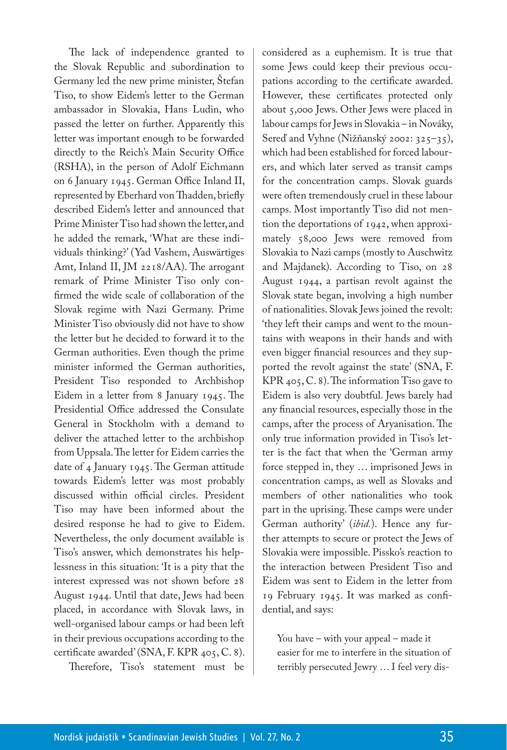The lack of independence granted to the Slovak Republic and subordination to Germany led the new prime minister, Štefan Tiso, to show Eidem's letter to the German ambassador in Slovakia, Hans Ludin, who passed the letter on further. Apparently this letter was important enough to be forwarded directly to the Reich's Main Security Office (RSHA), in the person of Adolf Eichmann on 6 January 1945. German Office Inland II, represented by Eberhard von Thadden, briefly described Eidem's letter and announced that Prime Minister Tiso had shown the letter, and he added the remark, 'What are these individuals thinking?' (Yad Vashem, Auswärtiges Amt, Inland II, JM 2218/AA). The arrogant remark of Prime Minister Tiso only confirmed the wide scale of collaboration of the Slovak regime with Nazi Germany. Prime Minister Tiso obviously did not have to show the letter but he decided to forward it to the German authorities. Even though the prime minister informed the German authorities, President Tiso responded to Archbishop Eidem in a letter from 8 January 1945. The Presidential Office addressed the Consulate General in Stockholm with a demand to deliver the attached letter to the archbishop from Uppsala. The letter for Eidem carries the date of 4 January 1945. The German attitude towards Eidem's letter was most probably discussed within official circles. President Tiso may have been informed about the desired response he had to give to Eidem. Nevertheless, the only document available is Tiso's answer, which demonstrates his helplessness in this situation: 'It is a pity that the interest expressed was not shown before 28 August 1944. Until that date, Jews had been placed, in accordance with Slovak laws, in well-organised labour camps or had been left in their previous occupations according to the certificate awarded' (SNA, F. KPR 405, C. 8).

Therefore, Tiso's statement must be considered as a euphemism. It is true that some Jews could keep their previous occupations according to the certificate awarded. However, these certificates protected only about 5,000 Jews. Other Jews were placed in labour camps for Jews in Slovakia – in Nováky, Sereď and Vyhne (Nižňanský 2002: 325–35), which had been established for forced labourers, and which later served as transit camps for the concentration camps. Slovak guards were often tremendously cruel in these labour camps. Most importantly Tiso did not mention the deportations of 1942, when approximately 58,000 Jews were removed from Slovakia to Nazi camps (mostly to Auschwitz and Majdanek). According to Tiso, on 28 August 1944, a partisan revolt against the Slovak state began, involving a high number of nationalities. Slovak Jews joined the revolt: 'they left their camps and went to the mountains with weapons in their hands and with even bigger financial resources and they supported the revolt against the state' (SNA, F. KPR 405, C. 8). The information Tiso gave to Eidem is also very doubtful. Jews barely had any financial resources, especially those in the camps, after the process of Aryanisation. The only true information provided in Tiso's letter is the fact that when the 'German army force stepped in, they … imprisoned Jews in concentration camps, as well as Slovaks and members of other nationalities who took part in the uprising. These camps were under German authority' (*ibid.*). Hence any further attempts to secure or protect the Jews of Slovakia were impossible. Pissko's reaction to the interaction between President Tiso and Eidem was sent to Eidem in the letter from 19 February 1945. It was marked as confidential, and says:

> You have – with your appeal – made it easier for me to interfere in the situation of terribly persecuted Jewry … I feel very dis-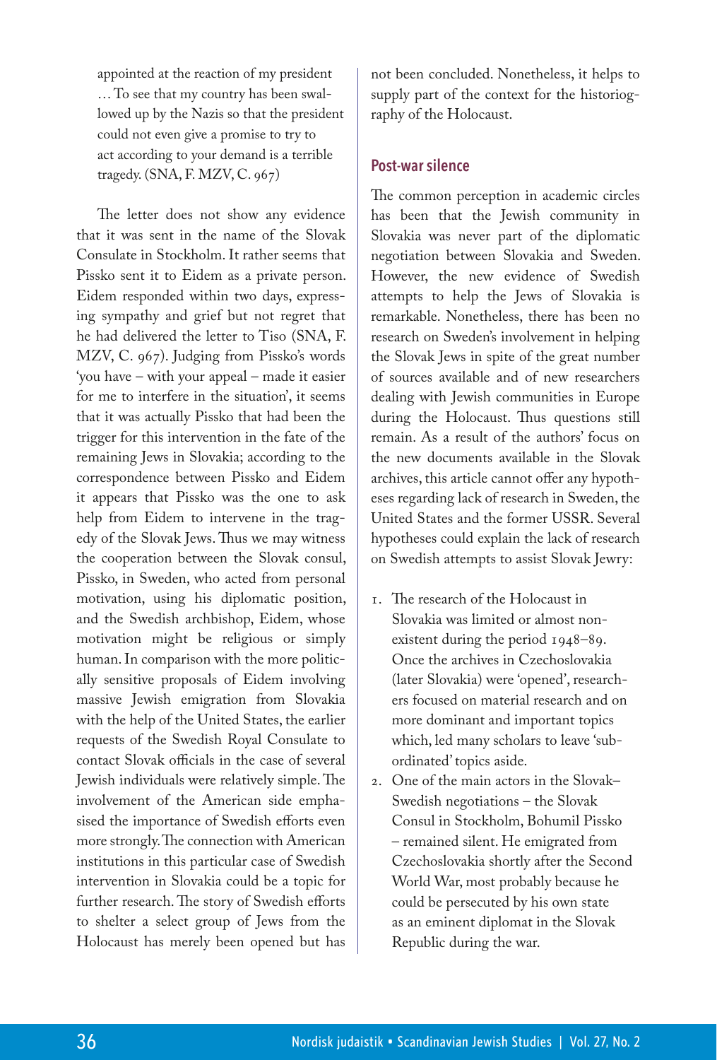> appointed at the reaction of my president … To see that my country has been swallowed up by the Nazis so that the president could not even give a promise to try to act according to your demand is a terrible tragedy. (SNA, F. MZV, C. 967)

The letter does not show any evidence that it was sent in the name of the Slovak Consulate in Stockholm. It rather seems that Pissko sent it to Eidem as a private person. Eidem responded within two days, expressing sympathy and grief but not regret that he had delivered the letter to Tiso (SNA, F. MZV, C. 967). Judging from Pissko's words 'you have – with your appeal – made it easier for me to interfere in the situation', it seems that it was actually Pissko that had been the trigger for this intervention in the fate of the remaining Jews in Slovakia; according to the correspondence between Pissko and Eidem it appears that Pissko was the one to ask help from Eidem to intervene in the tragedy of the Slovak Jews. Thus we may witness the cooperation between the Slovak consul, Pissko, in Sweden, who acted from personal motivation, using his diplomatic position, and the Swedish archbishop, Eidem, whose motivation might be religious or simply human. In comparison with the more politically sensitive proposals of Eidem involving massive Jewish emigration from Slovakia with the help of the United States, the earlier requests of the Swedish Royal Consulate to contact Slovak officials in the case of several Jewish individuals were relatively simple. The involvement of the American side emphasised the importance of Swedish efforts even more strongly. The connection with American institutions in this particular case of Swedish intervention in Slovakia could be a topic for further research. The story of Swedish efforts to shelter a select group of Jews from the Holocaust has merely been opened but has not been concluded. Nonetheless, it helps to supply part of the context for the historiography of the Holocaust.

## Post-war silence

The common perception in academic circles has been that the Jewish community in Slovakia was never part of the diplomatic negotiation between Slovakia and Sweden. However, the new evidence of Swedish attempts to help the Jews of Slovakia is remarkable. Nonetheless, there has been no research on Sweden's involvement in helping the Slovak Jews in spite of the great number of sources available and of new researchers dealing with Jewish communities in Europe during the Holocaust. Thus questions still remain. As a result of the authors' focus on the new documents available in the Slovak archives, this article cannot offer any hypotheses regarding lack of research in Sweden, the United States and the former USSR. Several hypotheses could explain the lack of research on Swedish attempts to assist Slovak Jewry:

1. The research of the Holocaust in Slovakia was limited or almost non-existent during the period 1948–89. Once the archives in Czechoslovakia (later Slovakia) were 'opened', researchers focused on material research and on more dominant and important topics which, led many scholars to leave 'subordinated' topics aside.
2. One of the main actors in the Slovak–Swedish negotiations – the Slovak Consul in Stockholm, Bohumil Pissko – remained silent. He emigrated from Czechoslovakia shortly after the Second World War, most probably because he could be persecuted by his own state as an eminent diplomat in the Slovak Republic during the war.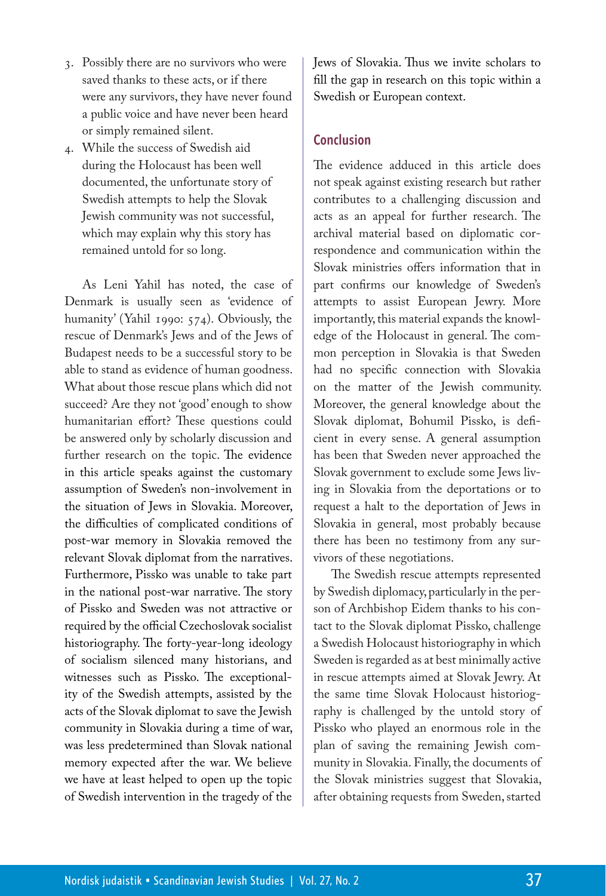3. Possibly there are no survivors who were saved thanks to these acts, or if there were any survivors, they have never found a public voice and have never been heard or simply remained silent.
4. While the success of Swedish aid during the Holocaust has been well documented, the unfortunate story of Swedish attempts to help the Slovak Jewish community was not successful, which may explain why this story has remained untold for so long.

As Leni Yahil has noted, the case of Denmark is usually seen as 'evidence of humanity' (Yahil 1990: 574). Obviously, the rescue of Denmark's Jews and of the Jews of Budapest needs to be a successful story to be able to stand as evidence of human goodness. What about those rescue plans which did not succeed? Are they not 'good' enough to show humanitarian effort? These questions could be answered only by scholarly discussion and further research on the topic. The evidence in this article speaks against the customary assumption of Sweden's non-involvement in the situation of Jews in Slovakia. Moreover, the difficulties of complicated conditions of post-war memory in Slovakia removed the relevant Slovak diplomat from the narratives. Furthermore, Pissko was unable to take part in the national post-war narrative. The story of Pissko and Sweden was not attractive or required by the official Czechoslovak socialist historiography. The forty-year-long ideology of socialism silenced many historians, and witnesses such as Pissko. The exceptionality of the Swedish attempts, assisted by the acts of the Slovak diplomat to save the Jewish community in Slovakia during a time of war, was less predetermined than Slovak national memory expected after the war. We believe we have at least helped to open up the topic of Swedish intervention in the tragedy of the Jews of Slovakia. Thus we invite scholars to fill the gap in research on this topic within a Swedish or European context.

## Conclusion

The evidence adduced in this article does not speak against existing research but rather contributes to a challenging discussion and acts as an appeal for further research. The archival material based on diplomatic correspondence and communication within the Slovak ministries offers information that in part confirms our knowledge of Sweden's attempts to assist European Jewry. More importantly, this material expands the knowledge of the Holocaust in general. The common perception in Slovakia is that Sweden had no specific connection with Slovakia on the matter of the Jewish community. Moreover, the general knowledge about the Slovak diplomat, Bohumil Pissko, is deficient in every sense. A general assumption has been that Sweden never approached the Slovak government to exclude some Jews living in Slovakia from the deportations or to request a halt to the deportation of Jews in Slovakia in general, most probably because there has been no testimony from any survivors of these negotiations.

The Swedish rescue attempts represented by Swedish diplomacy, particularly in the person of Archbishop Eidem thanks to his contact to the Slovak diplomat Pissko, challenge a Swedish Holocaust historiography in which Sweden is regarded as at best minimally active in rescue attempts aimed at Slovak Jewry. At the same time Slovak Holocaust historiography is challenged by the untold story of Pissko who played an enormous role in the plan of saving the remaining Jewish community in Slovakia. Finally, the documents of the Slovak ministries suggest that Slovakia, after obtaining requests from Sweden, started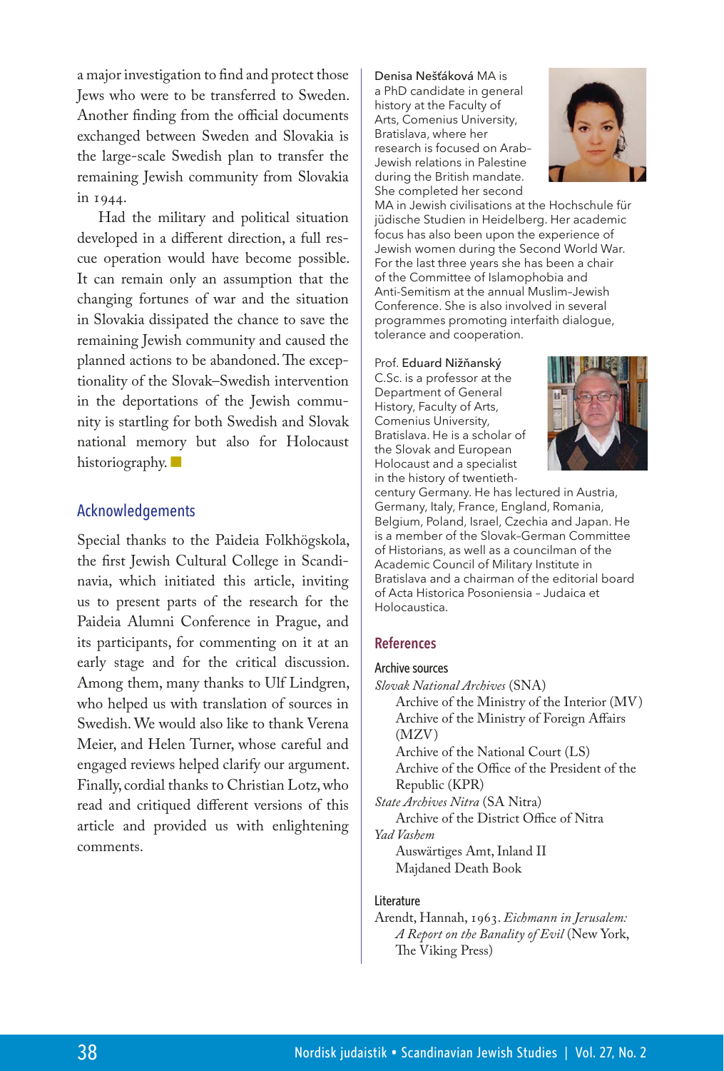a major investigation to find and protect those Jews who were to be transferred to Sweden. Another finding from the official documents exchanged between Sweden and Slovakia is the large-scale Swedish plan to transfer the remaining Jewish community from Slovakia in 1944.

Had the military and political situation developed in a different direction, a full rescue operation would have become possible. It can remain only an assumption that the changing fortunes of war and the situation in Slovakia dissipated the chance to save the remaining Jewish community and caused the planned actions to be abandoned. The exceptionality of the Slovak–Swedish intervention in the deportations of the Jewish community is startling for both Swedish and Slovak national memory but also for Holocaust historiography. ■

## Acknowledgements

Special thanks to the Paideia Folkhögskola, the first Jewish Cultural College in Scandinavia, which initiated this article, inviting us to present parts of the research for the Paideia Alumni Conference in Prague, and its participants, for commenting on it at an early stage and for the critical discussion. Among them, many thanks to Ulf Lindgren, who helped us with translation of sources in Swedish. We would also like to thank Verena Meier, and Helen Turner, whose careful and engaged reviews helped clarify our argument. Finally, cordial thanks to Christian Lotz, who read and critiqued different versions of this article and provided us with enlightening comments.

Denisa Nešťáková MA is a PhD candidate in general history at the Faculty of Arts, Comenius University, Bratislava, where her research is focused on Arab–Jewish relations in Palestine during the British mandate. She completed her second MA in Jewish civilisations at the Hochschule für jüdische Studien in Heidelberg. Her academic focus has also been upon the experience of Jewish women during the Second World War. For the last three years she has been a chair of the Committee of Islamophobia and Anti-Semitism at the annual Muslim–Jewish Conference. She is also involved in several programmes promoting interfaith dialogue, tolerance and cooperation.

Prof. Eduard Nižňanský C.Sc. is a professor at the Department of General History, Faculty of Arts, Comenius University, Bratislava. He is a scholar of the Slovak and European Holocaust and a specialist in the history of twentieth-century Germany. He has lectured in Austria, Germany, Italy, France, England, Romania, Belgium, Poland, Israel, Czechia and Japan. He is a member of the Slovak–German Committee of Historians, as well as a councilman of the Academic Council of Military Institute in Bratislava and a chairman of the editorial board of Acta Historica Posoniensia – Judaica et Holocaustica.

## References

### Archive sources

*Slovak National Archives* (SNA)
- Archive of the Ministry of the Interior (MV)
- Archive of the Ministry of Foreign Affairs (MZV)
- Archive of the National Court (LS)
- Archive of the Office of the President of the Republic (KPR)

*State Archives Nitra* (SA Nitra)
- Archive of the District Office of Nitra

*Yad Vashem*
- Auswärtiges Amt, Inland II
- Majdaned Death Book

### Literature

Arendt, Hannah, 1963. *Eichmann in Jerusalem: A Report on the Banality of Evil* (New York, The Viking Press)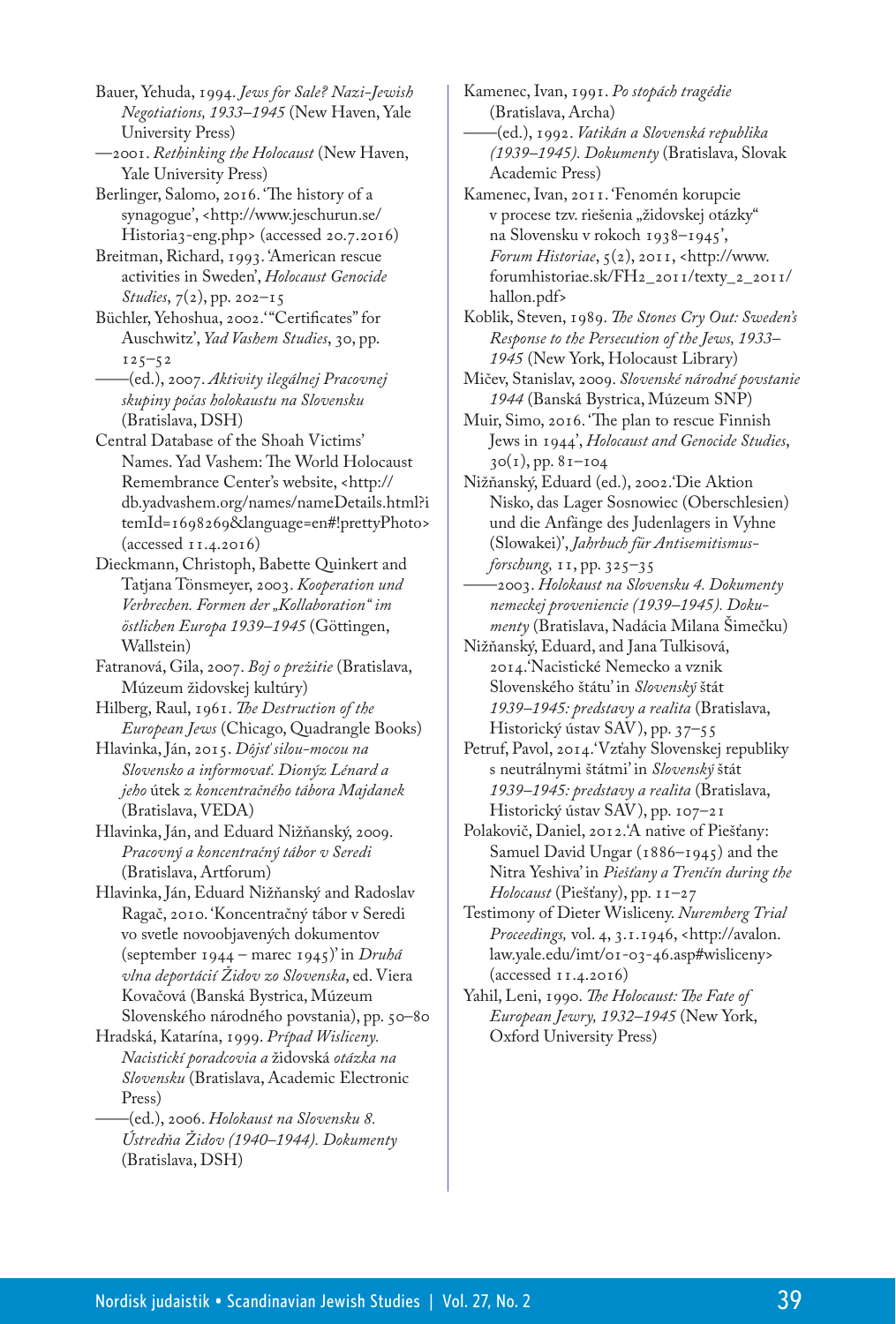Bauer, Yehuda, 1994. *Jews for Sale? Nazi-Jewish Negotiations, 1933–1945* (New Haven, Yale University Press)

—2001. *Rethinking the Holocaust* (New Haven, Yale University Press)

Berlinger, Salomo, 2016. 'The history of a synagogue', <http://www.jeschurun.se/Historia3-eng.php> (accessed 20.7.2016)

Breitman, Richard, 1993. 'American rescue activities in Sweden', *Holocaust Genocide Studies*, 7(2), pp. 202–15

Büchler, Yehoshua, 2002. '"Certificates" for Auschwitz', *Yad Vashem Studies*, 30, pp. 125–52

——(ed.), 2007. *Aktivity ilegálnej Pracovnej skupiny počas holokaustu na Slovensku* (Bratislava, DSH)

Central Database of the Shoah Victims' Names. Yad Vashem: The World Holocaust Remembrance Center's website, <http://db.yadvashem.org/names/nameDetails.html?itemId=1698269&language=en#!prettyPhoto> (accessed 11.4.2016)

Dieckmann, Christoph, Babette Quinkert and Tatjana Tönsmeyer, 2003. *Kooperation und Verbrechen. Formen der „Kollaboration" im östlichen Europa 1939–1945* (Göttingen, Wallstein)

Fatranová, Gila, 2007. *Boj o prežitie* (Bratislava, Múzeum židovskej kultúry)

Hilberg, Raul, 1961. *The Destruction of the European Jews* (Chicago, Quadrangle Books)

Hlavinka, Ján, 2015. *Dôjsť silou-mocou na Slovensko a informovať. Dionýz Lénard a jeho útek z koncentračného tábora Majdanek* (Bratislava, VEDA)

Hlavinka, Ján, and Eduard Nižňanský, 2009. *Pracovný a koncentračný tábor v Seredi* (Bratislava, Artforum)

Hlavinka, Ján, Eduard Nižňanský and Radoslav Ragač, 2010. 'Koncentračný tábor v Seredi vo svetle novoobjavených dokumentov (september 1944 – marec 1945)' in *Druhá vlna deportácií Židov zo Slovenska*, ed. Viera Kovačová (Banská Bystrica, Múzeum Slovenského národného povstania), pp. 50–80

Hradská, Katarína, 1999. *Prípad Wisliceny. Nacistickí poradcovia a židovská otázka na Slovensku* (Bratislava, Academic Electronic Press)

——(ed.), 2006. *Holokaust na Slovensku 8. Ústredňa Židov (1940–1944). Dokumenty* (Bratislava, DSH)

Kamenec, Ivan, 1991. *Po stopách tragédie* (Bratislava, Archa)

——(ed.), 1992. *Vatikán a Slovenská republika (1939–1945). Dokumenty* (Bratislava, Slovak Academic Press)

Kamenec, Ivan, 2011. 'Fenomén korupcie v procese tzv. riešenia „židovskej otázky" na Slovensku v rokoch 1938–1945', *Forum Historiae*, 5(2), 2011, <http://www.forumhistoriae.sk/FH2_2011/texty_2_2011/hallon.pdf>

Koblik, Steven, 1989. *The Stones Cry Out: Sweden's Response to the Persecution of the Jews, 1933–1945* (New York, Holocaust Library)

Mičev, Stanislav, 2009. *Slovenské národné povstanie 1944* (Banská Bystrica, Múzeum SNP)

Muir, Simo, 2016. 'The plan to rescue Finnish Jews in 1944', *Holocaust and Genocide Studies*, 30(1), pp. 81–104

Nižňanský, Eduard (ed.), 2002. 'Die Aktion Nisko, das Lager Sosnowiec (Oberschlesien) und die Anfänge des Judenlagers in Vyhne (Slowakei)', *Jahrbuch für Antisemitismusforschung*, 11, pp. 325–35

——2003. *Holokaust na Slovensku 4. Dokumenty nemeckej proveniencie (1939–1945). Dokumenty* (Bratislava, Nadácia Milana Šimečku)

Nižňanský, Eduard, and Jana Tulkisová, 2014. 'Nacistické Nemecko a vznik Slovenského štátu' in *Slovenský* štát *1939–1945: predstavy a realita* (Bratislava, Historický ústav SAV), pp. 37–55

Petruf, Pavol, 2014. 'Vzťahy Slovenskej republiky s neutrálnymi štátmi' in *Slovenský* štát *1939–1945: predstavy a realita* (Bratislava, Historický ústav SAV), pp. 107–21

Polakovič, Daniel, 2012. 'A native of Piešťany: Samuel David Ungar (1886–1945) and the Nitra Yeshiva' in *Piešťany a Trenčín during the Holocaust* (Piešťany), pp. 11–27

Testimony of Dieter Wisliceny. *Nuremberg Trial Proceedings*, vol. 4, 3.1.1946, <http://avalon.law.yale.edu/imt/01-03-46.asp#wisliceny> (accessed 11.4.2016)

Yahil, Leni, 1990. *The Holocaust: The Fate of European Jewry, 1932–1945* (New York, Oxford University Press)